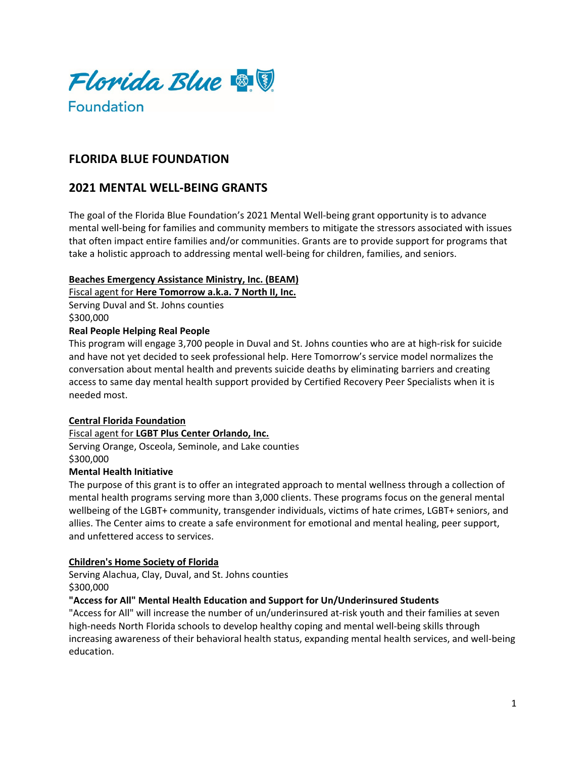# FLORIDA BLUE FOUNDATION

## 2021 MENTAL WELL-BEING GRANTS

The goal of the Florida Blue Foundation's 2021 Mental Well-being grant opportunity is to advance mental well-being for families and community members to mitigate the stressors associated with issues that often impact entire families and/or communities. Grants are to provide support for programs that take a holistic approach to addressing mental well-being for children, families, and seniors.

**Beaches Emergency Assistance Ministry, Inc. (BEAM)**
Fiscal agent for **Here Tomorrow a.k.a. 7 North II, Inc.**
Serving Duval and St. Johns counties
$300,000
**Real People Helping Real People**
This program will engage 3,700 people in Duval and St. Johns counties who are at high-risk for suicide and have not yet decided to seek professional help. Here Tomorrow's service model normalizes the conversation about mental health and prevents suicide deaths by eliminating barriers and creating access to same day mental health support provided by Certified Recovery Peer Specialists when it is needed most.

**Central Florida Foundation**
Fiscal agent for **LGBT Plus Center Orlando, Inc.**
Serving Orange, Osceola, Seminole, and Lake counties
$300,000
**Mental Health Initiative**
The purpose of this grant is to offer an integrated approach to mental wellness through a collection of mental health programs serving more than 3,000 clients. These programs focus on the general mental wellbeing of the LGBT+ community, transgender individuals, victims of hate crimes, LGBT+ seniors, and allies. The Center aims to create a safe environment for emotional and mental healing, peer support, and unfettered access to services.

**Children's Home Society of Florida**
Serving Alachua, Clay, Duval, and St. Johns counties
$300,000
**"Access for All" Mental Health Education and Support for Un/Underinsured Students**
"Access for All" will increase the number of un/underinsured at-risk youth and their families at seven high-needs North Florida schools to develop healthy coping and mental well-being skills through increasing awareness of their behavioral health status, expanding mental health services, and well-being education.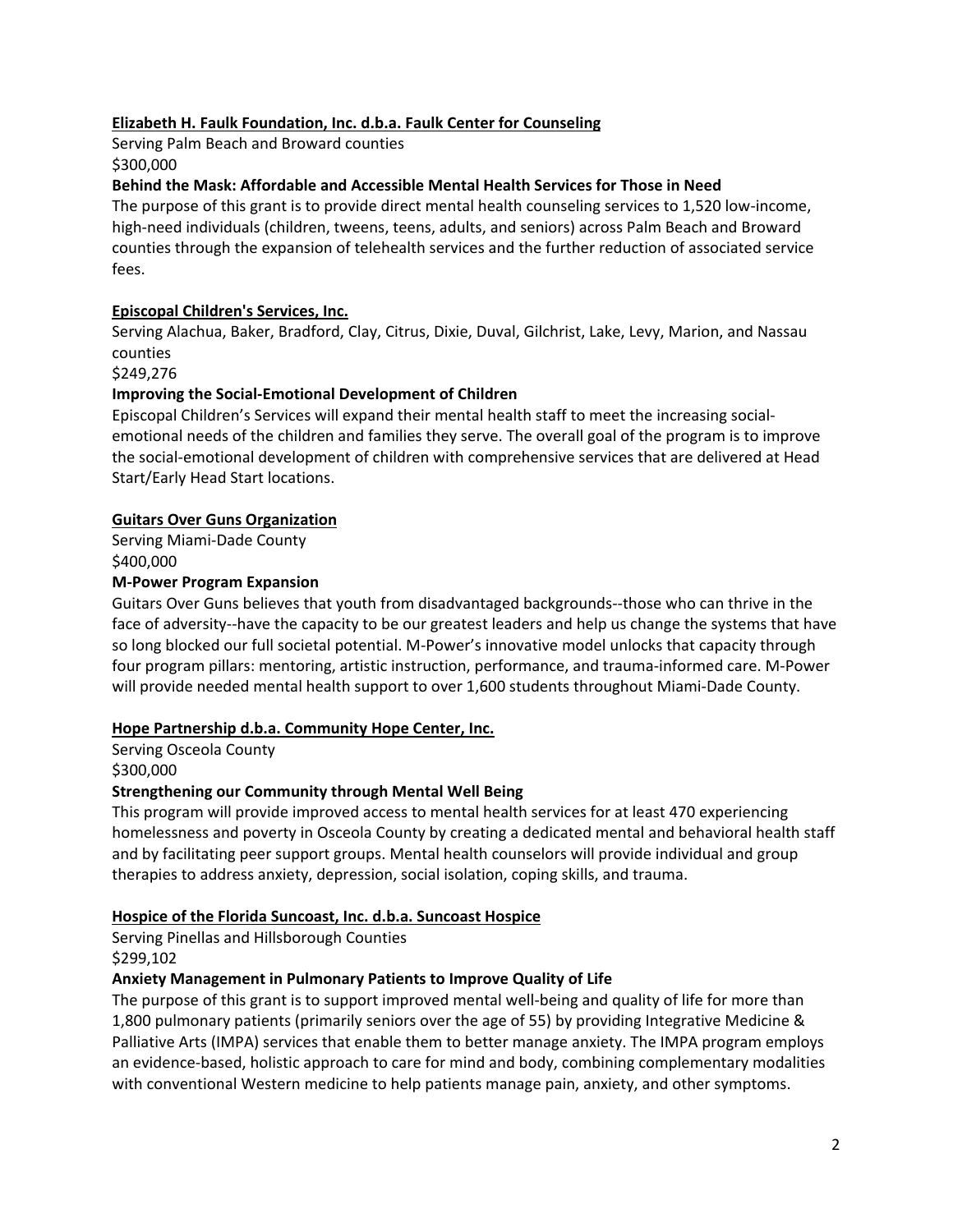**Elizabeth H. Faulk Foundation, Inc. d.b.a. Faulk Center for Counseling**

Serving Palm Beach and Broward counties

$300,000

**Behind the Mask: Affordable and Accessible Mental Health Services for Those in Need**

The purpose of this grant is to provide direct mental health counseling services to 1,520 low-income, high-need individuals (children, tweens, teens, adults, and seniors) across Palm Beach and Broward counties through the expansion of telehealth services and the further reduction of associated service fees.

**Episcopal Children's Services, Inc.**

Serving Alachua, Baker, Bradford, Clay, Citrus, Dixie, Duval, Gilchrist, Lake, Levy, Marion, and Nassau counties

$249,276

**Improving the Social-Emotional Development of Children**

Episcopal Children's Services will expand their mental health staff to meet the increasing social-emotional needs of the children and families they serve. The overall goal of the program is to improve the social-emotional development of children with comprehensive services that are delivered at Head Start/Early Head Start locations.

**Guitars Over Guns Organization**

Serving Miami-Dade County

$400,000

**M-Power Program Expansion**

Guitars Over Guns believes that youth from disadvantaged backgrounds--those who can thrive in the face of adversity--have the capacity to be our greatest leaders and help us change the systems that have so long blocked our full societal potential. M-Power's innovative model unlocks that capacity through four program pillars: mentoring, artistic instruction, performance, and trauma-informed care. M-Power will provide needed mental health support to over 1,600 students throughout Miami-Dade County.

**Hope Partnership d.b.a. Community Hope Center, Inc.**

Serving Osceola County

$300,000

**Strengthening our Community through Mental Well Being**

This program will provide improved access to mental health services for at least 470 experiencing homelessness and poverty in Osceola County by creating a dedicated mental and behavioral health staff and by facilitating peer support groups. Mental health counselors will provide individual and group therapies to address anxiety, depression, social isolation, coping skills, and trauma.

**Hospice of the Florida Suncoast, Inc. d.b.a. Suncoast Hospice**

Serving Pinellas and Hillsborough Counties

$299,102

**Anxiety Management in Pulmonary Patients to Improve Quality of Life**

The purpose of this grant is to support improved mental well-being and quality of life for more than 1,800 pulmonary patients (primarily seniors over the age of 55) by providing Integrative Medicine & Palliative Arts (IMPA) services that enable them to better manage anxiety. The IMPA program employs an evidence-based, holistic approach to care for mind and body, combining complementary modalities with conventional Western medicine to help patients manage pain, anxiety, and other symptoms.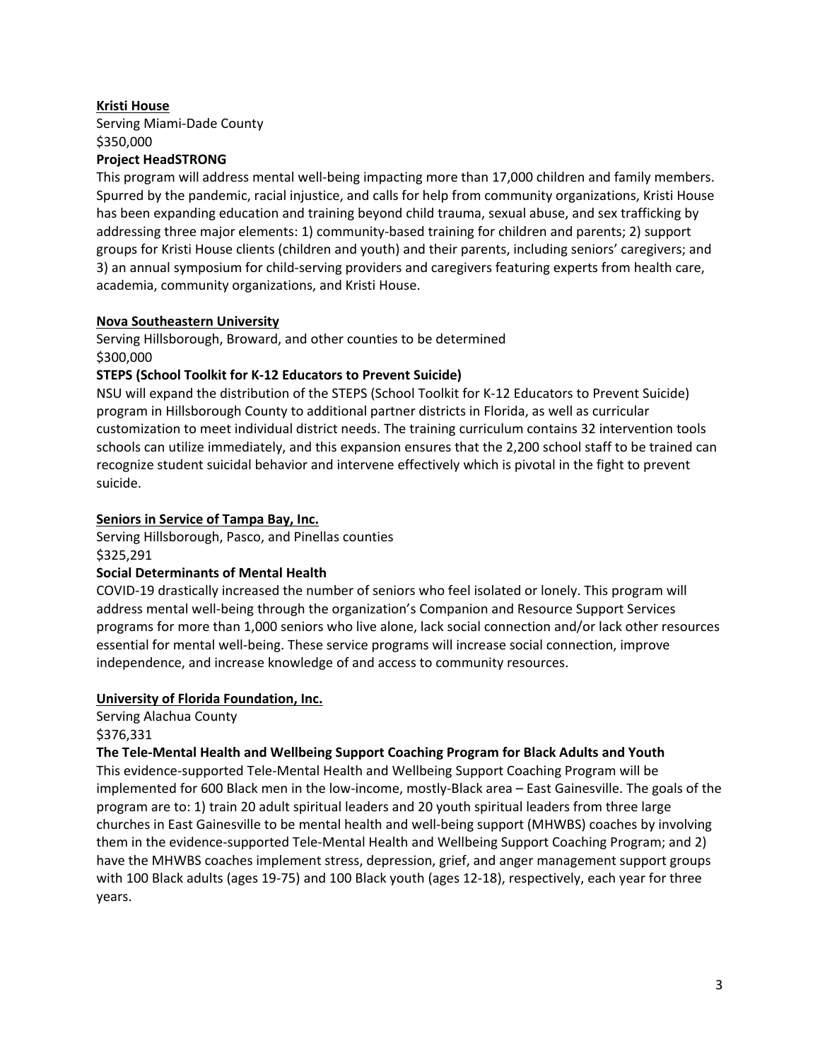**Kristi House**

Serving Miami-Dade County

$350,000

**Project HeadSTRONG**

This program will address mental well-being impacting more than 17,000 children and family members. Spurred by the pandemic, racial injustice, and calls for help from community organizations, Kristi House has been expanding education and training beyond child trauma, sexual abuse, and sex trafficking by addressing three major elements: 1) community-based training for children and parents; 2) support groups for Kristi House clients (children and youth) and their parents, including seniors' caregivers; and 3) an annual symposium for child-serving providers and caregivers featuring experts from health care, academia, community organizations, and Kristi House.

**Nova Southeastern University**

Serving Hillsborough, Broward, and other counties to be determined

$300,000

**STEPS (School Toolkit for K-12 Educators to Prevent Suicide)**

NSU will expand the distribution of the STEPS (School Toolkit for K-12 Educators to Prevent Suicide) program in Hillsborough County to additional partner districts in Florida, as well as curricular customization to meet individual district needs. The training curriculum contains 32 intervention tools schools can utilize immediately, and this expansion ensures that the 2,200 school staff to be trained can recognize student suicidal behavior and intervene effectively which is pivotal in the fight to prevent suicide.

**Seniors in Service of Tampa Bay, Inc.**

Serving Hillsborough, Pasco, and Pinellas counties

$325,291

**Social Determinants of Mental Health**

COVID-19 drastically increased the number of seniors who feel isolated or lonely. This program will address mental well-being through the organization's Companion and Resource Support Services programs for more than 1,000 seniors who live alone, lack social connection and/or lack other resources essential for mental well-being. These service programs will increase social connection, improve independence, and increase knowledge of and access to community resources.

**University of Florida Foundation, Inc.**

Serving Alachua County

$376,331

**The Tele-Mental Health and Wellbeing Support Coaching Program for Black Adults and Youth**

This evidence-supported Tele-Mental Health and Wellbeing Support Coaching Program will be implemented for 600 Black men in the low-income, mostly-Black area – East Gainesville. The goals of the program are to: 1) train 20 adult spiritual leaders and 20 youth spiritual leaders from three large churches in East Gainesville to be mental health and well-being support (MHWBS) coaches by involving them in the evidence-supported Tele-Mental Health and Wellbeing Support Coaching Program; and 2) have the MHWBS coaches implement stress, depression, grief, and anger management support groups with 100 Black adults (ages 19-75) and 100 Black youth (ages 12-18), respectively, each year for three years.